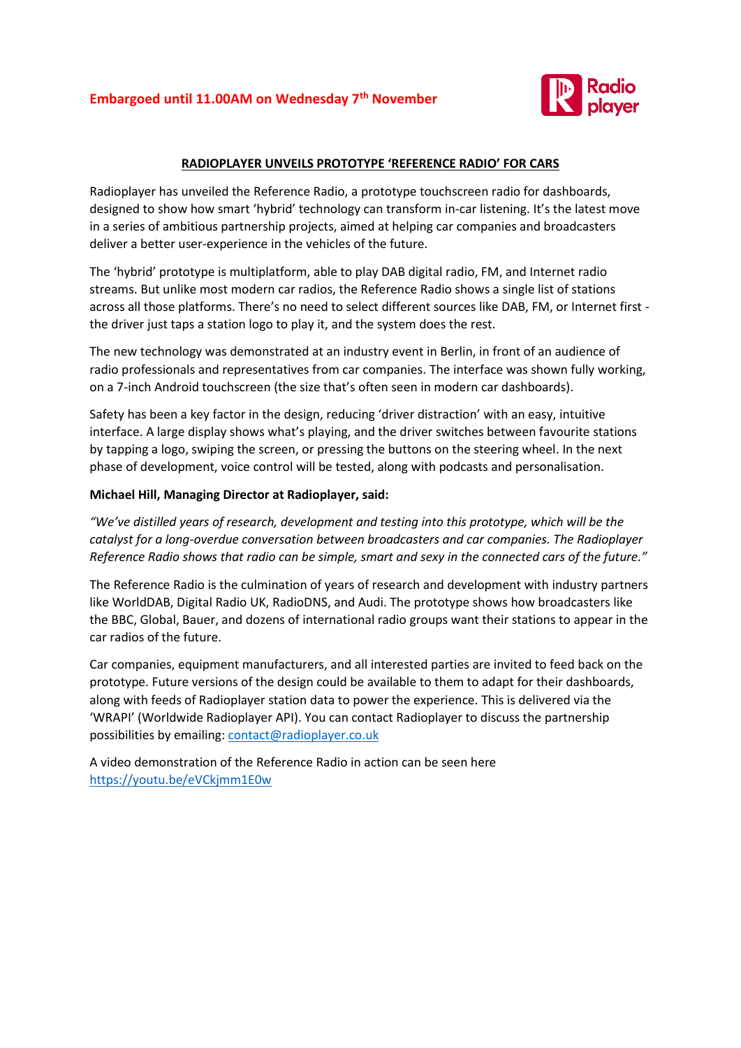**Embargoed until 11.00AM on Wednesday 7th November**

# RADIOPLAYER UNVEILS PROTOTYPE 'REFERENCE RADIO' FOR CARS

Radioplayer has unveiled the Reference Radio, a prototype touchscreen radio for dashboards, designed to show how smart 'hybrid' technology can transform in-car listening. It's the latest move in a series of ambitious partnership projects, aimed at helping car companies and broadcasters deliver a better user-experience in the vehicles of the future.

The 'hybrid' prototype is multiplatform, able to play DAB digital radio, FM, and Internet radio streams. But unlike most modern car radios, the Reference Radio shows a single list of stations across all those platforms. There's no need to select different sources like DAB, FM, or Internet first - the driver just taps a station logo to play it, and the system does the rest.

The new technology was demonstrated at an industry event in Berlin, in front of an audience of radio professionals and representatives from car companies. The interface was shown fully working, on a 7-inch Android touchscreen (the size that's often seen in modern car dashboards).

Safety has been a key factor in the design, reducing 'driver distraction' with an easy, intuitive interface. A large display shows what's playing, and the driver switches between favourite stations by tapping a logo, swiping the screen, or pressing the buttons on the steering wheel. In the next phase of development, voice control will be tested, along with podcasts and personalisation.

**Michael Hill, Managing Director at Radioplayer, said:**

*"We've distilled years of research, development and testing into this prototype, which will be the catalyst for a long-overdue conversation between broadcasters and car companies. The Radioplayer Reference Radio shows that radio can be simple, smart and sexy in the connected cars of the future."*

The Reference Radio is the culmination of years of research and development with industry partners like WorldDAB, Digital Radio UK, RadioDNS, and Audi. The prototype shows how broadcasters like the BBC, Global, Bauer, and dozens of international radio groups want their stations to appear in the car radios of the future.

Car companies, equipment manufacturers, and all interested parties are invited to feed back on the prototype. Future versions of the design could be available to them to adapt for their dashboards, along with feeds of Radioplayer station data to power the experience. This is delivered via the 'WRAPI' (Worldwide Radioplayer API). You can contact Radioplayer to discuss the partnership possibilities by emailing: contact@radioplayer.co.uk

A video demonstration of the Reference Radio in action can be seen here https://youtu.be/eVCkjmm1E0w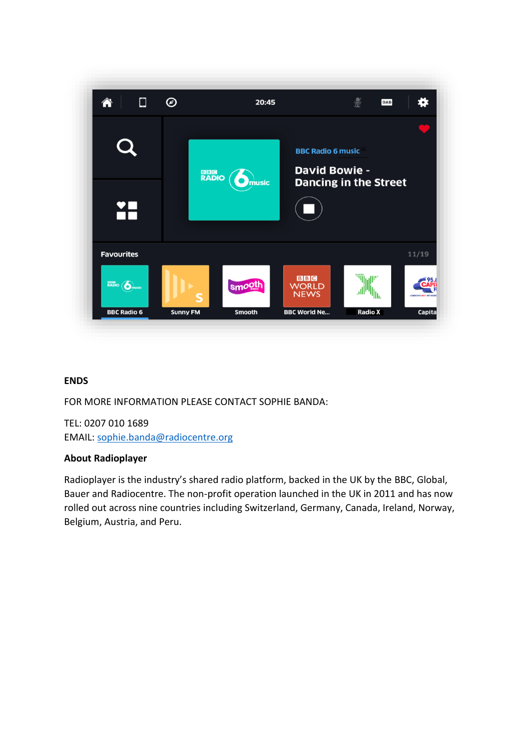**ENDS**

FOR MORE INFORMATION PLEASE CONTACT SOPHIE BANDA:

TEL: 0207 010 1689
EMAIL: sophie.banda@radiocentre.org

**About Radioplayer**

Radioplayer is the industry's shared radio platform, backed in the UK by the BBC, Global, Bauer and Radiocentre. The non-profit operation launched in the UK in 2011 and has now rolled out across nine countries including Switzerland, Germany, Canada, Ireland, Norway, Belgium, Austria, and Peru.